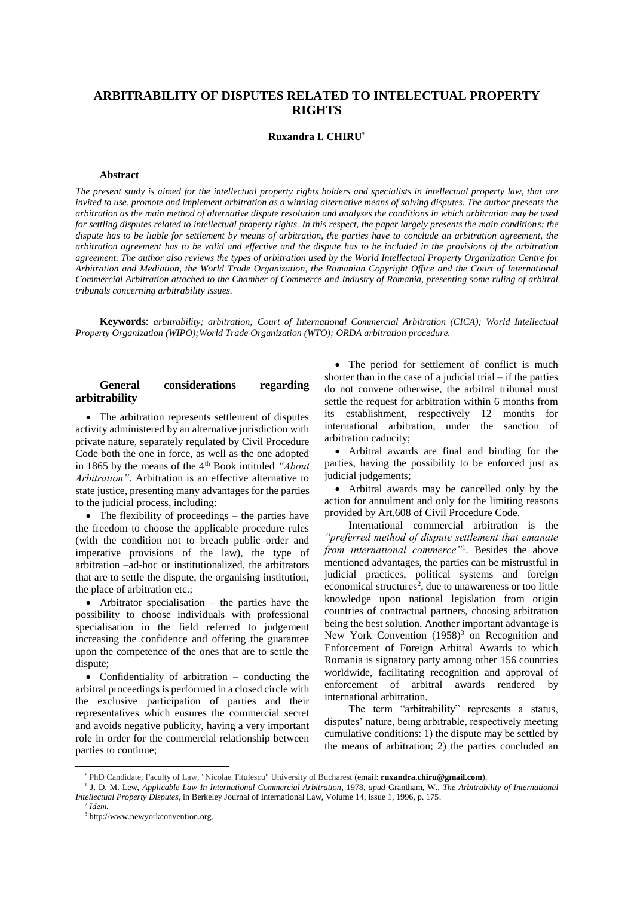# ARBITRABILITY OF DISPUTES RELATED TO INTELECTUAL PROPERTY RIGHTS

**Ruxandra I. CHIRU***

### Abstract

*The present study is aimed for the intellectual property rights holders and specialists in intellectual property law, that are invited to use, promote and implement arbitration as a winning alternative means of solving disputes. The author presents the arbitration as the main method of alternative dispute resolution and analyses the conditions in which arbitration may be used for settling disputes related to intellectual property rights. In this respect, the paper largely presents the main conditions: the dispute has to be liable for settlement by means of arbitration, the parties have to conclude an arbitration agreement, the arbitration agreement has to be valid and effective and the dispute has to be included in the provisions of the arbitration agreement. The author also reviews the types of arbitration used by the World Intellectual Property Organization Centre for Arbitration and Mediation, the World Trade Organization, the Romanian Copyright Office and the Court of International Commercial Arbitration attached to the Chamber of Commerce and Industry of Romania, presenting some ruling of arbitral tribunals concerning arbitrability issues.*

**Keywords**: *arbitrability; arbitration; Court of International Commercial Arbitration (CICA); World Intellectual Property Organization (WIPO);World Trade Organization (WTO); ORDA arbitration procedure.*

## General considerations regarding arbitrability

- The arbitration represents settlement of disputes activity administered by an alternative jurisdiction with private nature, separately regulated by Civil Procedure Code both the one in force, as well as the one adopted in 1865 by the means of the 4th Book intituled *"About Arbitration"*. Arbitration is an effective alternative to state justice, presenting many advantages for the parties to the judicial process, including:
- The flexibility of proceedings – the parties have the freedom to choose the applicable procedure rules (with the condition not to breach public order and imperative provisions of the law), the type of arbitration –ad-hoc or institutionalized, the arbitrators that are to settle the dispute, the organising institution, the place of arbitration etc.;
- Arbitrator specialisation – the parties have the possibility to choose individuals with professional specialisation in the field referred to judgement increasing the confidence and offering the guarantee upon the competence of the ones that are to settle the dispute;
- Confidentiality of arbitration – conducting the arbitral proceedings is performed in a closed circle with the exclusive participation of parties and their representatives which ensures the commercial secret and avoids negative publicity, having a very important role in order for the commercial relationship between parties to continue;
- The period for settlement of conflict is much shorter than in the case of a judicial trial – if the parties do not convene otherwise, the arbitral tribunal must settle the request for arbitration within 6 months from its establishment, respectively 12 months for international arbitration, under the sanction of arbitration caducity;
- Arbitral awards are final and binding for the parties, having the possibility to be enforced just as judicial judgements;
- Arbitral awards may be cancelled only by the action for annulment and only for the limiting reasons provided by Art.608 of Civil Procedure Code.

International commercial arbitration is the *"preferred method of dispute settlement that emanate from international commerce"*[1]. Besides the above mentioned advantages, the parties can be mistrustful in judicial practices, political systems and foreign economical structures[2], due to unawareness or too little knowledge upon national legislation from origin countries of contractual partners, choosing arbitration being the best solution. Another important advantage is New York Convention (1958)[3] on Recognition and Enforcement of Foreign Arbitral Awards to which Romania is signatory party among other 156 countries worldwide, facilitating recognition and approval of enforcement of arbitral awards rendered by international arbitration.

The term "arbitrability" represents a status, disputes' nature, being arbitrable, respectively meeting cumulative conditions: 1) the dispute may be settled by the means of arbitration; 2) the parties concluded an

---

* PhD Candidate, Faculty of Law, "Nicolae Titulescu" University of Bucharest (email: **ruxandra.chiru@gmail.com**).

[1] J. D. M. Lew, *Applicable Law In International Commercial Arbitration*, 1978, *apud* Grantham, W., *The Arbitrability of International Intellectual Property Disputes*, in Berkeley Journal of International Law, Volume 14, Issue 1, 1996, p. 175.

[2] *Idem.*

[3] http://www.newyorkconvention.org.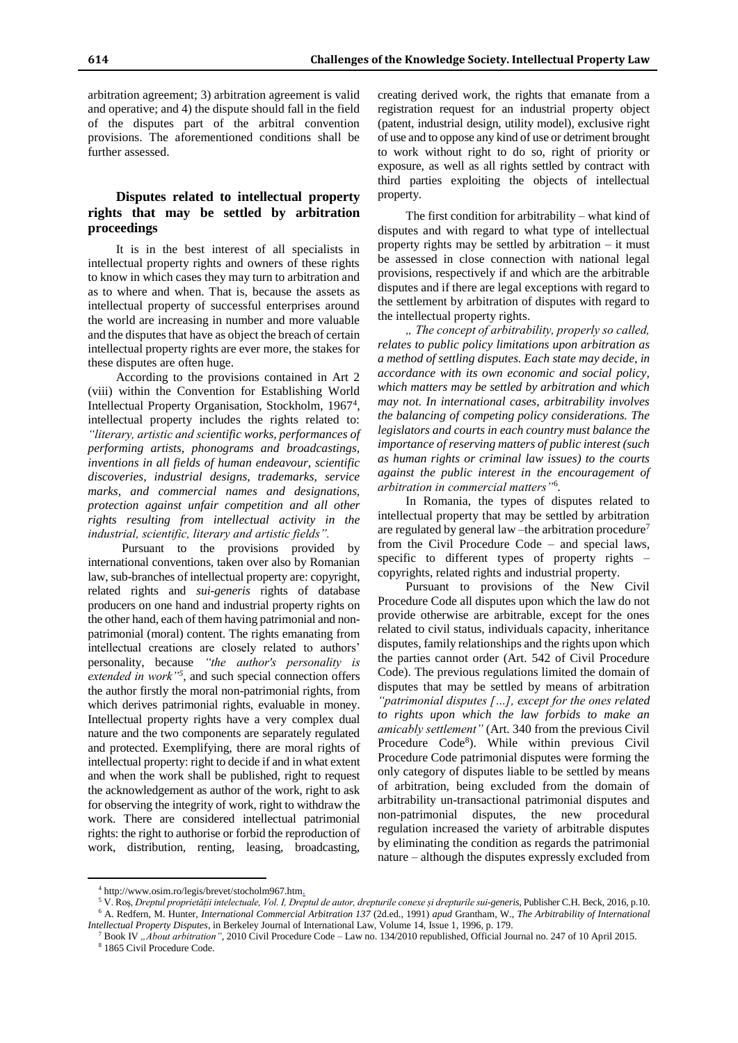arbitration agreement; 3) arbitration agreement is valid and operative; and 4) the dispute should fall in the field of the disputes part of the arbitral convention provisions. The aforementioned conditions shall be further assessed.

## Disputes related to intellectual property rights that may be settled by arbitration proceedings

It is in the best interest of all specialists in intellectual property rights and owners of these rights to know in which cases they may turn to arbitration and as to where and when. That is, because the assets as intellectual property of successful enterprises around the world are increasing in number and more valuable and the disputes that have as object the breach of certain intellectual property rights are ever more, the stakes for these disputes are often huge.

According to the provisions contained in Art 2 (viii) within the Convention for Establishing World Intellectual Property Organisation, Stockholm, 1967[4], intellectual property includes the rights related to: *"literary, artistic and scientific works, performances of performing artists, phonograms and broadcastings, inventions in all fields of human endeavour, scientific discoveries, industrial designs, trademarks, service marks, and commercial names and designations, protection against unfair competition and all other rights resulting from intellectual activity in the industrial, scientific, literary and artistic fields".*

Pursuant to the provisions provided by international conventions, taken over also by Romanian law, sub-branches of intellectual property are: copyright, related rights and *sui-generis* rights of database producers on one hand and industrial property rights on the other hand, each of them having patrimonial and non-patrimonial (moral) content. The rights emanating from intellectual creations are closely related to authors' personality, because *"the author's personality is extended in work"*[5], and such special connection offers the author firstly the moral non-patrimonial rights, from which derives patrimonial rights, evaluable in money. Intellectual property rights have a very complex dual nature and the two components are separately regulated and protected. Exemplifying, there are moral rights of intellectual property: right to decide if and in what extent and when the work shall be published, right to request the acknowledgement as author of the work, right to ask for observing the integrity of work, right to withdraw the work. There are considered intellectual patrimonial rights: the right to authorise or forbid the reproduction of work, distribution, renting, leasing, broadcasting, creating derived work, the rights that emanate from a registration request for an industrial property object (patent, industrial design, utility model), exclusive right of use and to oppose any kind of use or detriment brought to work without right to do so, right of priority or exposure, as well as all rights settled by contract with third parties exploiting the objects of intellectual property.

The first condition for arbitrability – what kind of disputes and with regard to what type of intellectual property rights may be settled by arbitration – it must be assessed in close connection with national legal provisions, respectively if and which are the arbitrable disputes and if there are legal exceptions with regard to the settlement by arbitration of disputes with regard to the intellectual property rights.

*„ The concept of arbitrability, properly so called, relates to public policy limitations upon arbitration as a method of settling disputes. Each state may decide, in accordance with its own economic and social policy, which matters may be settled by arbitration and which may not. In international cases, arbitrability involves the balancing of competing policy considerations. The legislators and courts in each country must balance the importance of reserving matters of public interest (such as human rights or criminal law issues) to the courts against the public interest in the encouragement of arbitration in commercial matters"*[6].

In Romania, the types of disputes related to intellectual property that may be settled by arbitration are regulated by general law –the arbitration procedure[7] from the Civil Procedure Code – and special laws, specific to different types of property rights – copyrights, related rights and industrial property.

Pursuant to provisions of the New Civil Procedure Code all disputes upon which the law do not provide otherwise are arbitrable, except for the ones related to civil status, individuals capacity, inheritance disputes, family relationships and the rights upon which the parties cannot order (Art. 542 of Civil Procedure Code). The previous regulations limited the domain of disputes that may be settled by means of arbitration *"patrimonial disputes […], except for the ones related to rights upon which the law forbids to make an amicably settlement"* (Art. 340 from the previous Civil Procedure Code[8]). While within previous Civil Procedure Code patrimonial disputes were forming the only category of disputes liable to be settled by means of arbitration, being excluded from the domain of arbitrability un-transactional patrimonial disputes and non-patrimonial disputes, the new procedural regulation increased the variety of arbitrable disputes by eliminating the condition as regards the patrimonial nature – although the disputes expressly excluded from

---

[4] http://www.osim.ro/legis/brevet/stocholm967.htm.

[5] V. Roș, *Dreptul proprietății intelectuale, Vol. I, Dreptul de autor, drepturile conexe și drepturile sui-generis*, Publisher C.H. Beck, 2016, p.10.

[6] A. Redfern, M. Hunter, *International Commercial Arbitration 137* (2d.ed., 1991) *apud* Grantham, W., *The Arbitrability of International Intellectual Property Disputes*, in Berkeley Journal of International Law, Volume 14, Issue 1, 1996, p. 179.

[7] Book IV *„About arbitration"*, 2010 Civil Procedure Code – Law no. 134/2010 republished, Official Journal no. 247 of 10 April 2015.

[8] 1865 Civil Procedure Code.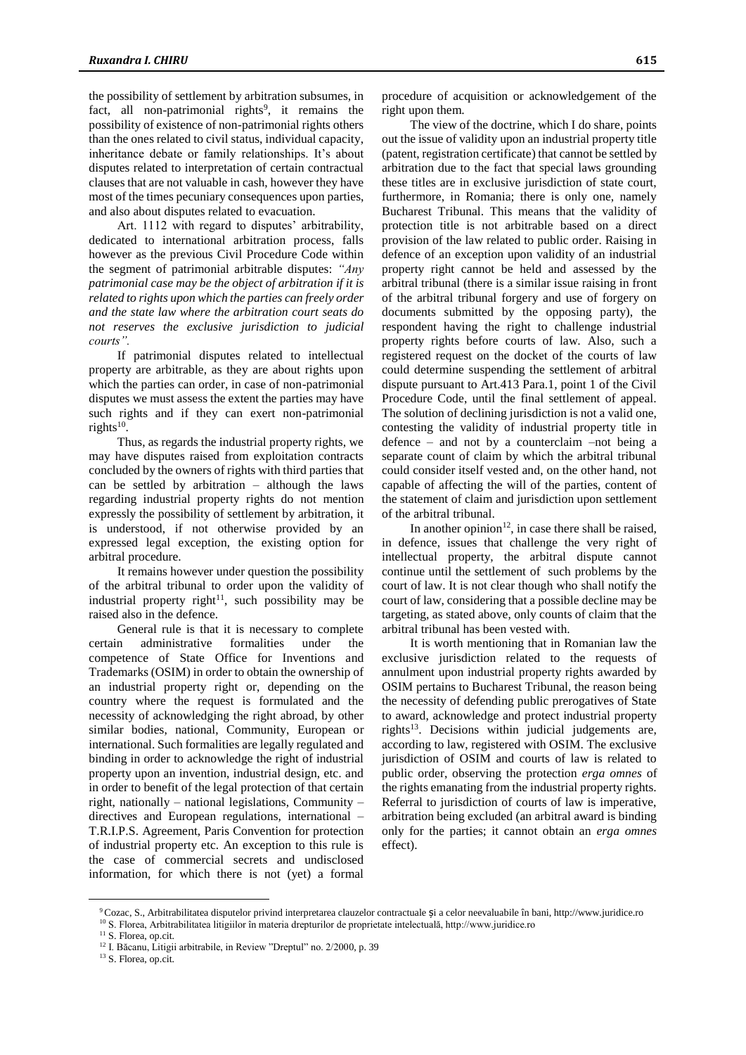the possibility of settlement by arbitration subsumes, in fact, all non-patrimonial rights[9], it remains the possibility of existence of non-patrimonial rights others than the ones related to civil status, individual capacity, inheritance debate or family relationships. It's about disputes related to interpretation of certain contractual clauses that are not valuable in cash, however they have most of the times pecuniary consequences upon parties, and also about disputes related to evacuation.

Art. 1112 with regard to disputes' arbitrability, dedicated to international arbitration process, falls however as the previous Civil Procedure Code within the segment of patrimonial arbitrable disputes: *"Any patrimonial case may be the object of arbitration if it is related to rights upon which the parties can freely order and the state law where the arbitration court seats do not reserves the exclusive jurisdiction to judicial courts".*

If patrimonial disputes related to intellectual property are arbitrable, as they are about rights upon which the parties can order, in case of non-patrimonial disputes we must assess the extent the parties may have such rights and if they can exert non-patrimonial rights[10].

Thus, as regards the industrial property rights, we may have disputes raised from exploitation contracts concluded by the owners of rights with third parties that can be settled by arbitration – although the laws regarding industrial property rights do not mention expressly the possibility of settlement by arbitration, it is understood, if not otherwise provided by an expressed legal exception, the existing option for arbitral procedure.

It remains however under question the possibility of the arbitral tribunal to order upon the validity of industrial property right[11], such possibility may be raised also in the defence.

General rule is that it is necessary to complete certain administrative formalities under the competence of State Office for Inventions and Trademarks (OSIM) in order to obtain the ownership of an industrial property right or, depending on the country where the request is formulated and the necessity of acknowledging the right abroad, by other similar bodies, national, Community, European or international. Such formalities are legally regulated and binding in order to acknowledge the right of industrial property upon an invention, industrial design, etc. and in order to benefit of the legal protection of that certain right, nationally – national legislations, Community – directives and European regulations, international – T.R.I.P.S. Agreement, Paris Convention for protection of industrial property etc. An exception to this rule is the case of commercial secrets and undisclosed information, for which there is not (yet) a formal procedure of acquisition or acknowledgement of the right upon them.

The view of the doctrine, which I do share, points out the issue of validity upon an industrial property title (patent, registration certificate) that cannot be settled by arbitration due to the fact that special laws grounding these titles are in exclusive jurisdiction of state court, furthermore, in Romania; there is only one, namely Bucharest Tribunal. This means that the validity of protection title is not arbitrable based on a direct provision of the law related to public order. Raising in defence of an exception upon validity of an industrial property right cannot be held and assessed by the arbitral tribunal (there is a similar issue raising in front of the arbitral tribunal forgery and use of forgery on documents submitted by the opposing party), the respondent having the right to challenge industrial property rights before courts of law. Also, such a registered request on the docket of the courts of law could determine suspending the settlement of arbitral dispute pursuant to Art.413 Para.1, point 1 of the Civil Procedure Code, until the final settlement of appeal. The solution of declining jurisdiction is not a valid one, contesting the validity of industrial property title in defence – and not by a counterclaim –not being a separate count of claim by which the arbitral tribunal could consider itself vested and, on the other hand, not capable of affecting the will of the parties, content of the statement of claim and jurisdiction upon settlement of the arbitral tribunal.

In another opinion[12], in case there shall be raised, in defence, issues that challenge the very right of intellectual property, the arbitral dispute cannot continue until the settlement of such problems by the court of law. It is not clear though who shall notify the court of law, considering that a possible decline may be targeting, as stated above, only counts of claim that the arbitral tribunal has been vested with.

It is worth mentioning that in Romanian law the exclusive jurisdiction related to the requests of annulment upon industrial property rights awarded by OSIM pertains to Bucharest Tribunal, the reason being the necessity of defending public prerogatives of State to award, acknowledge and protect industrial property rights[13]. Decisions within judicial judgements are, according to law, registered with OSIM. The exclusive jurisdiction of OSIM and courts of law is related to public order, observing the protection *erga omnes* of the rights emanating from the industrial property rights. Referral to jurisdiction of courts of law is imperative, arbitration being excluded (an arbitral award is binding only for the parties; it cannot obtain an *erga omnes* effect).

---

[9] Cozac, S., Arbitrabilitatea disputelor privind interpretarea clauzelor contractuale și a celor neevaluabile în bani, http://www.juridice.ro

[10] S. Florea, Arbitrabilitatea litigiilor în materia drepturilor de proprietate intelectuală, http://www.juridice.ro

[11] S. Florea, op.cit.

[12] I. Băcanu, Litigii arbitrabile, in Review "Dreptul" no. 2/2000, p. 39

[13] S. Florea, op.cit.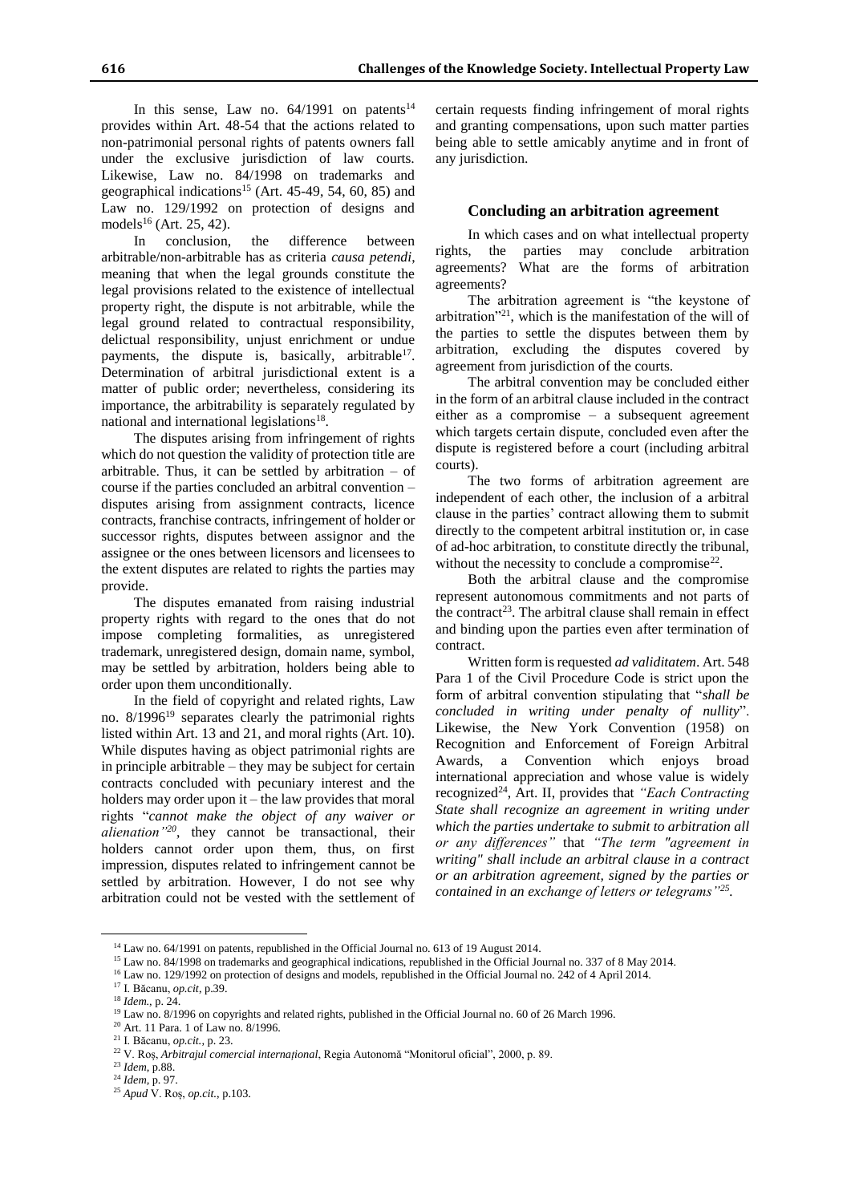In this sense, Law no. 64/1991 on patents[14] provides within Art. 48-54 that the actions related to non-patrimonial personal rights of patents owners fall under the exclusive jurisdiction of law courts. Likewise, Law no. 84/1998 on trademarks and geographical indications[15] (Art. 45-49, 54, 60, 85) and Law no. 129/1992 on protection of designs and models[16] (Art. 25, 42).

In conclusion, the difference between arbitrable/non-arbitrable has as criteria *causa petendi*, meaning that when the legal grounds constitute the legal provisions related to the existence of intellectual property right, the dispute is not arbitrable, while the legal ground related to contractual responsibility, delictual responsibility, unjust enrichment or undue payments, the dispute is, basically, arbitrable[17]. Determination of arbitral jurisdictional extent is a matter of public order; nevertheless, considering its importance, the arbitrability is separately regulated by national and international legislations[18].

The disputes arising from infringement of rights which do not question the validity of protection title are arbitrable. Thus, it can be settled by arbitration – of course if the parties concluded an arbitral convention – disputes arising from assignment contracts, licence contracts, franchise contracts, infringement of holder or successor rights, disputes between assignor and the assignee or the ones between licensors and licensees to the extent disputes are related to rights the parties may provide.

The disputes emanated from raising industrial property rights with regard to the ones that do not impose completing formalities, as unregistered trademark, unregistered design, domain name, symbol, may be settled by arbitration, holders being able to order upon them unconditionally.

In the field of copyright and related rights, Law no. 8/1996[19] separates clearly the patrimonial rights listed within Art. 13 and 21, and moral rights (Art. 10). While disputes having as object patrimonial rights are in principle arbitrable – they may be subject for certain contracts concluded with pecuniary interest and the holders may order upon it – the law provides that moral rights "*cannot make the object of any waiver or alienation"*[20], they cannot be transactional, their holders cannot order upon them, thus, on first impression, disputes related to infringement cannot be settled by arbitration. However, I do not see why arbitration could not be vested with the settlement of certain requests finding infringement of moral rights and granting compensations, upon such matter parties being able to settle amicably anytime and in front of any jurisdiction.

## Concluding an arbitration agreement

In which cases and on what intellectual property rights, the parties may conclude arbitration agreements? What are the forms of arbitration agreements?

The arbitration agreement is "the keystone of arbitration"[21], which is the manifestation of the will of the parties to settle the disputes between them by arbitration, excluding the disputes covered by agreement from jurisdiction of the courts.

The arbitral convention may be concluded either in the form of an arbitral clause included in the contract either as a compromise – a subsequent agreement which targets certain dispute, concluded even after the dispute is registered before a court (including arbitral courts).

The two forms of arbitration agreement are independent of each other, the inclusion of a arbitral clause in the parties' contract allowing them to submit directly to the competent arbitral institution or, in case of ad-hoc arbitration, to constitute directly the tribunal, without the necessity to conclude a compromise[22].

Both the arbitral clause and the compromise represent autonomous commitments and not parts of the contract[23]. The arbitral clause shall remain in effect and binding upon the parties even after termination of contract.

Written form is requested *ad validitatem*. Art. 548 Para 1 of the Civil Procedure Code is strict upon the form of arbitral convention stipulating that "*shall be concluded in writing under penalty of nullity*". Likewise, the New York Convention (1958) on Recognition and Enforcement of Foreign Arbitral Awards, a Convention which enjoys broad international appreciation and whose value is widely recognized[24], Art. II, provides that *"Each Contracting State shall recognize an agreement in writing under which the parties undertake to submit to arbitration all or any differences"* that *"The term "agreement in writing" shall include an arbitral clause in a contract or an arbitration agreement, signed by the parties or contained in an exchange of letters or telegrams"*[25].

---

[14] Law no. 64/1991 on patents, republished in the Official Journal no. 613 of 19 August 2014.

[15] Law no. 84/1998 on trademarks and geographical indications, republished in the Official Journal no. 337 of 8 May 2014.

[16] Law no. 129/1992 on protection of designs and models, republished in the Official Journal no. 242 of 4 April 2014.

[17] I. Băcanu, *op.cit*, p.39.

[18] *Idem.*, p. 24.

[19] Law no. 8/1996 on copyrights and related rights, published in the Official Journal no. 60 of 26 March 1996.

[20] Art. 11 Para. 1 of Law no. 8/1996.

[21] I. Băcanu, *op.cit.*, p. 23.

[22] V. Roș, *Arbitrajul comercial internațional*, Regia Autonomă "Monitorul oficial", 2000, p. 89.

[23] *Idem*, p.88.

[24] *Idem*, p. 97.

[25] *Apud* V. Roș, *op.cit.*, p.103.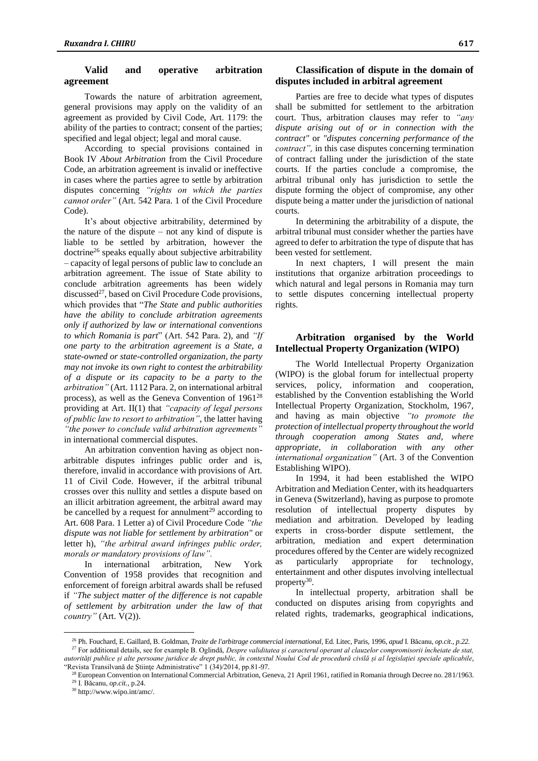## Valid and operative arbitration agreement

Towards the nature of arbitration agreement, general provisions may apply on the validity of an agreement as provided by Civil Code, Art. 1179: the ability of the parties to contract; consent of the parties; specified and legal object; legal and moral cause.

According to special provisions contained in Book IV *About Arbitration* from the Civil Procedure Code, an arbitration agreement is invalid or ineffective in cases where the parties agree to settle by arbitration disputes concerning *"rights on which the parties cannot order"* (Art. 542 Para. 1 of the Civil Procedure Code).

It's about objective arbitrability, determined by the nature of the dispute – not any kind of dispute is liable to be settled by arbitration, however the doctrine[26] speaks equally about subjective arbitrability – capacity of legal persons of public law to conclude an arbitration agreement. The issue of State ability to conclude arbitration agreements has been widely discussed[27], based on Civil Procedure Code provisions, which provides that "*The State and public authorities have the ability to conclude arbitration agreements only if authorized by law or international conventions to which Romania is part*" (Art. 542 Para. 2), and *"If one party to the arbitration agreement is a State, a state-owned or state-controlled organization, the party may not invoke its own right to contest the arbitrability of a dispute or its capacity to be a party to the arbitration"* (Art. 1112 Para. 2, on international arbitral process), as well as the Geneva Convention of 1961[28] providing at Art. II(1) that *"capacity of legal persons of public law to resort to arbitration"*, the latter having *"the power to conclude valid arbitration agreements"* in international commercial disputes.

An arbitration convention having as object non-arbitrable disputes infringes public order and is, therefore, invalid in accordance with provisions of Art. 11 of Civil Code. However, if the arbitral tribunal crosses over this nullity and settles a dispute based on an illicit arbitration agreement, the arbitral award may be cancelled by a request for annulment[29] according to Art. 608 Para. 1 Letter a) of Civil Procedure Code *"the dispute was not liable for settlement by arbitration"* or letter h), *"the arbitral award infringes public order, morals or mandatory provisions of law"*.

In international arbitration, New York Convention of 1958 provides that recognition and enforcement of foreign arbitral awards shall be refused if *"The subject matter of the difference is not capable of settlement by arbitration under the law of that country"* (Art. V(2)).

## Classification of dispute in the domain of disputes included in arbitral agreement

Parties are free to decide what types of disputes shall be submitted for settlement to the arbitration court. Thus, arbitration clauses may refer to *"any dispute arising out of or in connection with the contract"* or *"disputes concerning performance of the contract"*, in this case disputes concerning termination of contract falling under the jurisdiction of the state courts. If the parties conclude a compromise, the arbitral tribunal only has jurisdiction to settle the dispute forming the object of compromise, any other dispute being a matter under the jurisdiction of national courts.

In determining the arbitrability of a dispute, the arbitral tribunal must consider whether the parties have agreed to defer to arbitration the type of dispute that has been vested for settlement.

In next chapters, I will present the main institutions that organize arbitration proceedings to which natural and legal persons in Romania may turn to settle disputes concerning intellectual property rights.

## Arbitration organised by the World Intellectual Property Organization (WIPO)

The World Intellectual Property Organization (WIPO) is the global forum for intellectual property services, policy, information and cooperation, established by the Convention establishing the World Intellectual Property Organization, Stockholm, 1967, and having as main objective *"to promote the protection of intellectual property throughout the world through cooperation among States and, where appropriate, in collaboration with any other international organization"* (Art. 3 of the Convention Establishing WIPO).

In 1994, it had been established the WIPO Arbitration and Mediation Center, with its headquarters in Geneva (Switzerland), having as purpose to promote resolution of intellectual property disputes by mediation and arbitration. Developed by leading experts in cross-border dispute settlement, the arbitration, mediation and expert determination procedures offered by the Center are widely recognized as particularly appropriate for technology, entertainment and other disputes involving intellectual property[30].

In intellectual property, arbitration shall be conducted on disputes arising from copyrights and related rights, trademarks, geographical indications,

---

[26] Ph. Fouchard, E. Gaillard, B. Goldman, *Traite de l'arbitrage commercial international*, Ed. Litec, Paris, 1996, *apud* I. Băcanu, *op.cit., p.22.*

[27] For additional details, see for example B. Oglindă, *Despre validitatea și caracterul operant al clauzelor compromisorii încheiate de stat, autorități publice și alte persoane juridice de drept public, în contextul Noului Cod de procedură civilă și al legislației speciale aplicabile*, "Revista Transilvană de Științe Administrative" 1 (34)/2014, pp.81-97.

[28] European Convention on International Commercial Arbitration, Geneva, 21 April 1961, ratified in Romania through Decree no. 281/1963.

[29] I. Băcanu, *op.cit.*, p.24.

[30] http://www.wipo.int/amc/.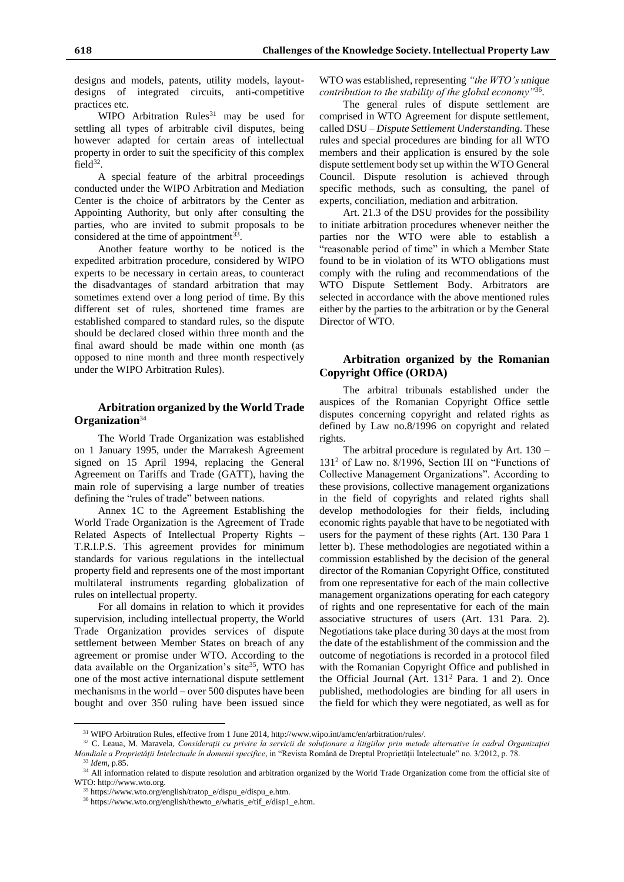designs and models, patents, utility models, layout-designs of integrated circuits, anti-competitive practices etc.

WIPO Arbitration Rules[31] may be used for settling all types of arbitrable civil disputes, being however adapted for certain areas of intellectual property in order to suit the specificity of this complex field[32].

A special feature of the arbitral proceedings conducted under the WIPO Arbitration and Mediation Center is the choice of arbitrators by the Center as Appointing Authority, but only after consulting the parties, who are invited to submit proposals to be considered at the time of appointment[33].

Another feature worthy to be noticed is the expedited arbitration procedure, considered by WIPO experts to be necessary in certain areas, to counteract the disadvantages of standard arbitration that may sometimes extend over a long period of time. By this different set of rules, shortened time frames are established compared to standard rules, so the dispute should be declared closed within three month and the final award should be made within one month (as opposed to nine month and three month respectively under the WIPO Arbitration Rules).

### Arbitration organized by the World Trade Organization[34]

The World Trade Organization was established on 1 January 1995, under the Marrakesh Agreement signed on 15 April 1994, replacing the General Agreement on Tariffs and Trade (GATT), having the main role of supervising a large number of treaties defining the "rules of trade" between nations.

Annex 1C to the Agreement Establishing the World Trade Organization is the Agreement of Trade Related Aspects of Intellectual Property Rights – T.R.I.P.S. This agreement provides for minimum standards for various regulations in the intellectual property field and represents one of the most important multilateral instruments regarding globalization of rules on intellectual property.

For all domains in relation to which it provides supervision, including intellectual property, the World Trade Organization provides services of dispute settlement between Member States on breach of any agreement or promise under WTO. According to the data available on the Organization's site[35], WTO has one of the most active international dispute settlement mechanisms in the world – over 500 disputes have been bought and over 350 ruling have been issued since WTO was established, representing *"the WTO's unique contribution to the stability of the global economy"*[36].

The general rules of dispute settlement are comprised in WTO Agreement for dispute settlement, called DSU – *Dispute Settlement Understanding*. These rules and special procedures are binding for all WTO members and their application is ensured by the sole dispute settlement body set up within the WTO General Council. Dispute resolution is achieved through specific methods, such as consulting, the panel of experts, conciliation, mediation and arbitration.

Art. 21.3 of the DSU provides for the possibility to initiate arbitration procedures whenever neither the parties nor the WTO were able to establish a "reasonable period of time" in which a Member State found to be in violation of its WTO obligations must comply with the ruling and recommendations of the WTO Dispute Settlement Body. Arbitrators are selected in accordance with the above mentioned rules either by the parties to the arbitration or by the General Director of WTO.

### Arbitration organized by the Romanian Copyright Office (ORDA)

The arbitral tribunals established under the auspices of the Romanian Copyright Office settle disputes concerning copyright and related rights as defined by Law no.8/1996 on copyright and related rights.

The arbitral procedure is regulated by Art. 130 – 131[2] of Law no. 8/1996, Section III on "Functions of Collective Management Organizations". According to these provisions, collective management organizations in the field of copyrights and related rights shall develop methodologies for their fields, including economic rights payable that have to be negotiated with users for the payment of these rights (Art. 130 Para 1 letter b). These methodologies are negotiated within a commission established by the decision of the general director of the Romanian Copyright Office, constituted from one representative for each of the main collective management organizations operating for each category of rights and one representative for each of the main associative structures of users (Art. 131 Para. 2). Negotiations take place during 30 days at the most from the date of the establishment of the commission and the outcome of negotiations is recorded in a protocol filed with the Romanian Copyright Office and published in the Official Journal (Art. 131[2] Para. 1 and 2). Once published, methodologies are binding for all users in the field for which they were negotiated, as well as for

---

[31] WIPO Arbitration Rules, effective from 1 June 2014, http://www.wipo.int/amc/en/arbitration/rules/.

[32] C. Leaua, M. Maravela, *Consideraţii cu privire la servicii de soluţionare a litigiilor prin metode alternative în cadrul Organizaţiei Mondiale a Proprietăţii Intelectuale în domenii specifice*, in "Revista Română de Dreptul Proprietăţii Intelectuale" no. 3/2012, p. 78.

[33] *Idem*, p.85.

[34] All information related to dispute resolution and arbitration organized by the World Trade Organization come from the official site of WTO: http://www.wto.org.

[35] https://www.wto.org/english/tratop_e/dispu_e/dispu_e.htm.

[36] https://www.wto.org/english/thewto_e/whatis_e/tif_e/disp1_e.htm.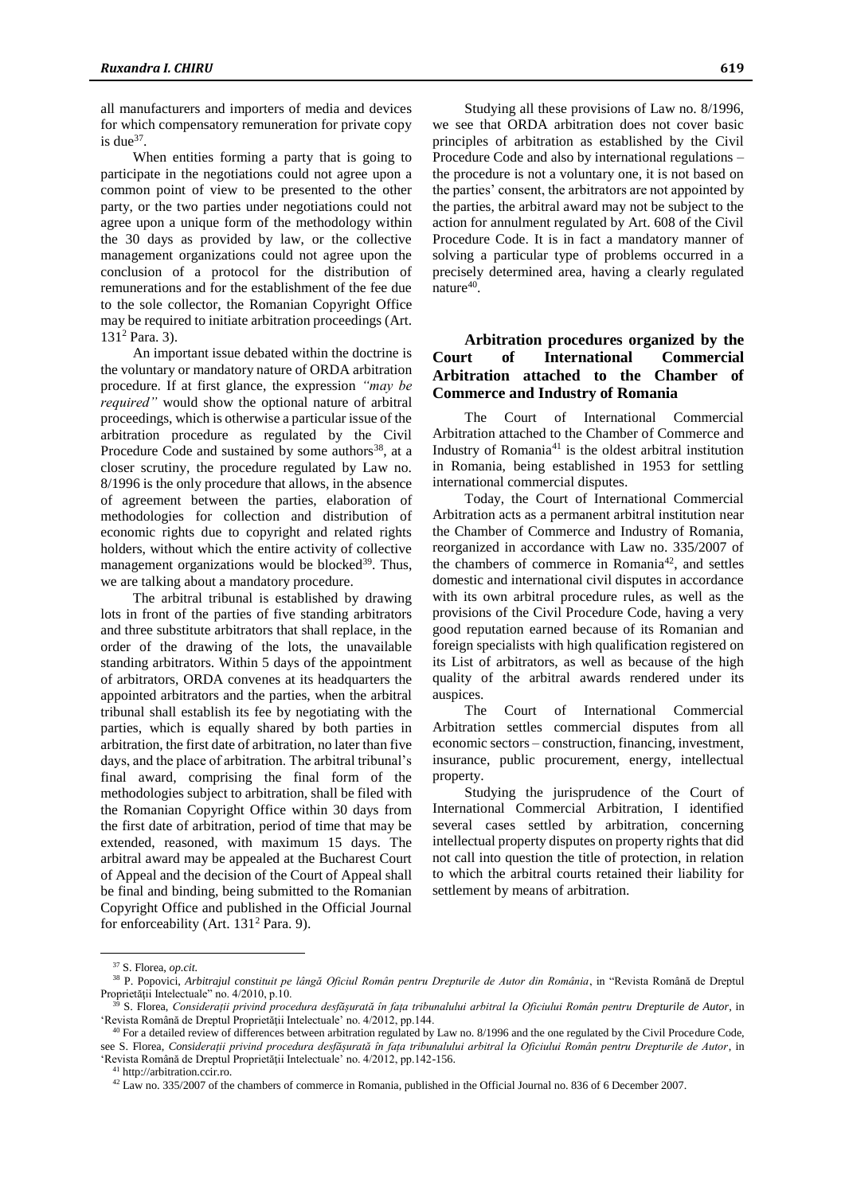all manufacturers and importers of media and devices for which compensatory remuneration for private copy is due[37].

When entities forming a party that is going to participate in the negotiations could not agree upon a common point of view to be presented to the other party, or the two parties under negotiations could not agree upon a unique form of the methodology within the 30 days as provided by law, or the collective management organizations could not agree upon the conclusion of a protocol for the distribution of remunerations and for the establishment of the fee due to the sole collector, the Romanian Copyright Office may be required to initiate arbitration proceedings (Art. $131^2$ Para. 3).

An important issue debated within the doctrine is the voluntary or mandatory nature of ORDA arbitration procedure. If at first glance, the expression *"may be required"* would show the optional nature of arbitral proceedings, which is otherwise a particular issue of the arbitration procedure as regulated by the Civil Procedure Code and sustained by some authors[38], at a closer scrutiny, the procedure regulated by Law no. 8/1996 is the only procedure that allows, in the absence of agreement between the parties, elaboration of methodologies for collection and distribution of economic rights due to copyright and related rights holders, without which the entire activity of collective management organizations would be blocked[39]. Thus, we are talking about a mandatory procedure.

The arbitral tribunal is established by drawing lots in front of the parties of five standing arbitrators and three substitute arbitrators that shall replace, in the order of the drawing of the lots, the unavailable standing arbitrators. Within 5 days of the appointment of arbitrators, ORDA convenes at its headquarters the appointed arbitrators and the parties, when the arbitral tribunal shall establish its fee by negotiating with the parties, which is equally shared by both parties in arbitration, the first date of arbitration, no later than five days, and the place of arbitration. The arbitral tribunal's final award, comprising the final form of the methodologies subject to arbitration, shall be filed with the Romanian Copyright Office within 30 days from the first date of arbitration, period of time that may be extended, reasoned, with maximum 15 days. The arbitral award may be appealed at the Bucharest Court of Appeal and the decision of the Court of Appeal shall be final and binding, being submitted to the Romanian Copyright Office and published in the Official Journal for enforceability (Art. $131^2$ Para. 9).

Studying all these provisions of Law no. 8/1996, we see that ORDA arbitration does not cover basic principles of arbitration as established by the Civil Procedure Code and also by international regulations – the procedure is not a voluntary one, it is not based on the parties' consent, the arbitrators are not appointed by the parties, the arbitral award may not be subject to the action for annulment regulated by Art. 608 of the Civil Procedure Code. It is in fact a mandatory manner of solving a particular type of problems occurred in a precisely determined area, having a clearly regulated nature[40].

## Arbitration procedures organized by the Court of International Commercial Arbitration attached to the Chamber of Commerce and Industry of Romania

The Court of International Commercial Arbitration attached to the Chamber of Commerce and Industry of Romania[41] is the oldest arbitral institution in Romania, being established in 1953 for settling international commercial disputes.

Today, the Court of International Commercial Arbitration acts as a permanent arbitral institution near the Chamber of Commerce and Industry of Romania, reorganized in accordance with Law no. 335/2007 of the chambers of commerce in Romania[42], and settles domestic and international civil disputes in accordance with its own arbitral procedure rules, as well as the provisions of the Civil Procedure Code, having a very good reputation earned because of its Romanian and foreign specialists with high qualification registered on its List of arbitrators, as well as because of the high quality of the arbitral awards rendered under its auspices.

The Court of International Commercial Arbitration settles commercial disputes from all economic sectors – construction, financing, investment, insurance, public procurement, energy, intellectual property.

Studying the jurisprudence of the Court of International Commercial Arbitration, I identified several cases settled by arbitration, concerning intellectual property disputes on property rights that did not call into question the title of protection, in relation to which the arbitral courts retained their liability for settlement by means of arbitration.

---

[37] S. Florea, *op.cit.*

[38] P. Popovici, *Arbitrajul constituit pe lângă Oficiul Român pentru Drepturile de Autor din România*, in "Revista Română de Dreptul Proprietăţii Intelectuale" no. 4/2010, p.10.

[39] S. Florea, *Consideraţii privind procedura desfăşurată în faţa tribunalului arbitral la Oficiului Român pentru Drepturile de Autor*, in 'Revista Română de Dreptul Proprietăţii Intelectuale' no. 4/2012, pp.144.

[40] For a detailed review of differences between arbitration regulated by Law no. 8/1996 and the one regulated by the Civil Procedure Code, see S. Florea, *Consideraţii privind procedura desfăşurată în faţa tribunalului arbitral la Oficiului Român pentru Drepturile de Autor*, in 'Revista Română de Dreptul Proprietăţii Intelectuale' no. 4/2012, pp.142-156.

[41] http://arbitration.ccir.ro.

[42] Law no. 335/2007 of the chambers of commerce in Romania, published in the Official Journal no. 836 of 6 December 2007.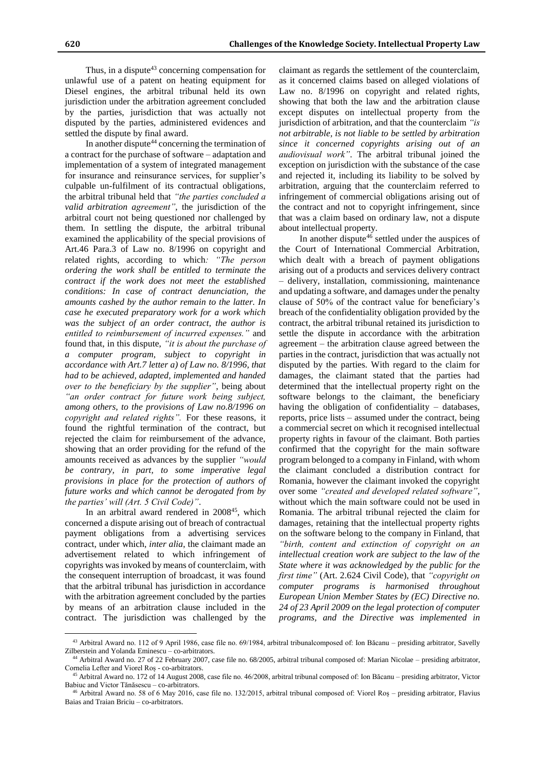Thus, in a dispute[43] concerning compensation for unlawful use of a patent on heating equipment for Diesel engines, the arbitral tribunal held its own jurisdiction under the arbitration agreement concluded by the parties, jurisdiction that was actually not disputed by the parties, administered evidences and settled the dispute by final award.

In another dispute[44] concerning the termination of a contract for the purchase of software – adaptation and implementation of a system of integrated management for insurance and reinsurance services, for supplier's culpable un-fulfilment of its contractual obligations, the arbitral tribunal held that *"the parties concluded a valid arbitration agreement"*, the jurisdiction of the arbitral court not being questioned nor challenged by them. In settling the dispute, the arbitral tribunal examined the applicability of the special provisions of Art.46 Para.3 of Law no. 8/1996 on copyright and related rights, according to which*: "The person ordering the work shall be entitled to terminate the contract if the work does not meet the established conditions: In case of contract denunciation, the amounts cashed by the author remain to the latter. In case he executed preparatory work for a work which was the subject of an order contract, the author is entitled to reimbursement of incurred expenses."* and found that, in this dispute, *"it is about the purchase of a computer program, subject to copyright in accordance with Art.7 letter a) of Law no. 8/1996, that had to be achieved, adapted, implemented and handed over to the beneficiary by the supplier"*, being about *"an order contract for future work being subject, among others, to the provisions of Law no.8/1996 on copyright and related rights".* For these reasons, it found the rightful termination of the contract, but rejected the claim for reimbursement of the advance, showing that an order providing for the refund of the amounts received as advances by the supplier *"would be contrary, in part, to some imperative legal provisions in place for the protection of authors of future works and which cannot be derogated from by the parties' will (Art. 5 Civil Code)"*.

In an arbitral award rendered in 2008[45], which concerned a dispute arising out of breach of contractual payment obligations from a advertising services contract, under which, *inter alia*, the claimant made an advertisement related to which infringement of copyrights was invoked by means of counterclaim, with the consequent interruption of broadcast, it was found that the arbitral tribunal has jurisdiction in accordance with the arbitration agreement concluded by the parties by means of an arbitration clause included in the contract. The jurisdiction was challenged by the claimant as regards the settlement of the counterclaim, as it concerned claims based on alleged violations of Law no. 8/1996 on copyright and related rights, showing that both the law and the arbitration clause except disputes on intellectual property from the jurisdiction of arbitration, and that the counterclaim *"is not arbitrable, is not liable to be settled by arbitration since it concerned copyrights arising out of an audiovisual work"*. The arbitral tribunal joined the exception on jurisdiction with the substance of the case and rejected it, including its liability to be solved by arbitration, arguing that the counterclaim referred to infringement of commercial obligations arising out of the contract and not to copyright infringement, since that was a claim based on ordinary law, not a dispute about intellectual property.

In another dispute[46] settled under the auspices of the Court of International Commercial Arbitration, which dealt with a breach of payment obligations arising out of a products and services delivery contract – delivery, installation, commissioning, maintenance and updating a software, and damages under the penalty clause of 50% of the contract value for beneficiary's breach of the confidentiality obligation provided by the contract, the arbitral tribunal retained its jurisdiction to settle the dispute in accordance with the arbitration agreement – the arbitration clause agreed between the parties in the contract, jurisdiction that was actually not disputed by the parties. With regard to the claim for damages, the claimant stated that the parties had determined that the intellectual property right on the software belongs to the claimant, the beneficiary having the obligation of confidentiality – databases, reports, price lists – assumed under the contract, being a commercial secret on which it recognised intellectual property rights in favour of the claimant. Both parties confirmed that the copyright for the main software program belonged to a company in Finland, with whom the claimant concluded a distribution contract for Romania, however the claimant invoked the copyright over some *"created and developed related software"*, without which the main software could not be used in Romania. The arbitral tribunal rejected the claim for damages, retaining that the intellectual property rights on the software belong to the company in Finland, that *"birth, content and extinction of copyright on an intellectual creation work are subject to the law of the State where it was acknowledged by the public for the first time"* (Art. 2.624 Civil Code), that *"copyright on computer programs is harmonised throughout European Union Member States by (EC) Directive no. 24 of 23 April 2009 on the legal protection of computer programs, and the Directive was implemented in*

---

[43] Arbitral Award no. 112 of 9 April 1986, case file no. 69/1984, arbitral tribunalcomposed of: Ion Băcanu – presiding arbitrator, Savelly Zilberstein and Yolanda Eminescu – co-arbitrators.

[44] Arbitral Award no. 27 of 22 February 2007, case file no. 68/2005, arbitral tribunal composed of: Marian Nicolae – presiding arbitrator, Cornelia Lefter and Viorel Roș - co-arbitrators.

[45] Arbitral Award no. 172 of 14 August 2008, case file no. 46/2008, arbitral tribunal composed of: Ion Băcanu – presiding arbitrator, Victor Babiuc and Victor Tănăsescu – co-arbitrators.

[46] Arbitral Award no. 58 of 6 May 2016, case file no. 132/2015, arbitral tribunal composed of: Viorel Roș – presiding arbitrator, Flavius Baias and Traian Briciu – co-arbitrators.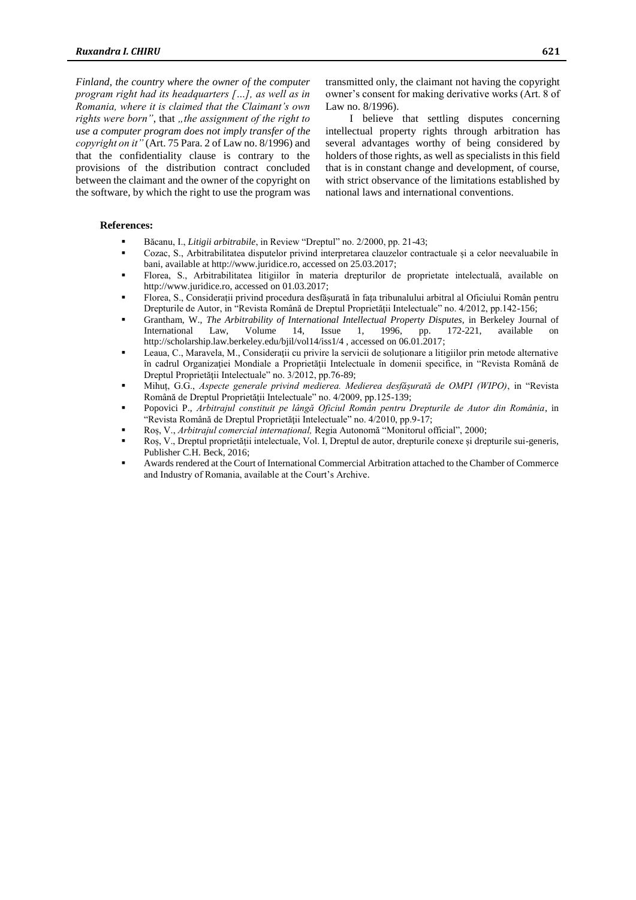*Finland, the country where the owner of the computer program right had its headquarters […], as well as in Romania, where it is claimed that the Claimant's own rights were born"*, that *„the assignment of the right to use a computer program does not imply transfer of the copyright on it"* (Art. 75 Para. 2 of Law no. 8/1996) and that the confidentiality clause is contrary to the provisions of the distribution contract concluded between the claimant and the owner of the copyright on the software, by which the right to use the program was transmitted only, the claimant not having the copyright owner's consent for making derivative works (Art. 8 of Law no. 8/1996).

I believe that settling disputes concerning intellectual property rights through arbitration has several advantages worthy of being considered by holders of those rights, as well as specialists in this field that is in constant change and development, of course, with strict observance of the limitations established by national laws and international conventions.

**References:**

- Băcanu, I., *Litigii arbitrabile*, in Review "Dreptul" no. 2/2000, pp. 21-43;
- Cozac, S., Arbitrabilitatea disputelor privind interpretarea clauzelor contractuale și a celor neevaluabile în bani, available at http://www.juridice.ro, accessed on 25.03.2017;
- Florea, S., Arbitrabilitatea litigiilor în materia drepturilor de proprietate intelectuală, available on http://www.juridice.ro, accessed on 01.03.2017;
- Florea, S., Considerații privind procedura desfășurată în fața tribunalului arbitral al Oficiului Român pentru Drepturile de Autor, in "Revista Română de Dreptul Proprietăţii Intelectuale" no. 4/2012, pp.142-156;
- Grantham, W., *The Arbitrability of International Intellectual Property Disputes,* in Berkeley Journal of International Law, Volume 14, Issue 1, 1996, pp. 172-221, available on http://scholarship.law.berkeley.edu/bjil/vol14/iss1/4 , accessed on 06.01.2017;
- Leaua, C., Maravela, M., Consideraţii cu privire la servicii de soluţionare a litigiilor prin metode alternative în cadrul Organizaţiei Mondiale a Proprietăţii Intelectuale în domenii specifice, in "Revista Română de Dreptul Proprietăţii Intelectuale" no. 3/2012, pp.76-89;
- Mihuț, G.G., *Aspecte generale privind medierea. Medierea desfășurată de OMPI (WIPO)*, in "Revista Română de Dreptul Proprietăţii Intelectuale" no. 4/2009, pp.125-139;
- Popovici P., *Arbitrajul constituit pe lângă Oficiul Român pentru Drepturile de Autor din România*, in "Revista Română de Dreptul Proprietăţii Intelectuale" no. 4/2010, pp.9-17;
- Roș, V., *Arbitrajul comercial internațional,* Regia Autonomă "Monitorul official", 2000;
- Roș, V., Dreptul proprietății intelectuale, Vol. I, Dreptul de autor, drepturile conexe și drepturile sui-generis, Publisher C.H. Beck, 2016;
- Awards rendered at the Court of International Commercial Arbitration attached to the Chamber of Commerce and Industry of Romania, available at the Court's Archive.